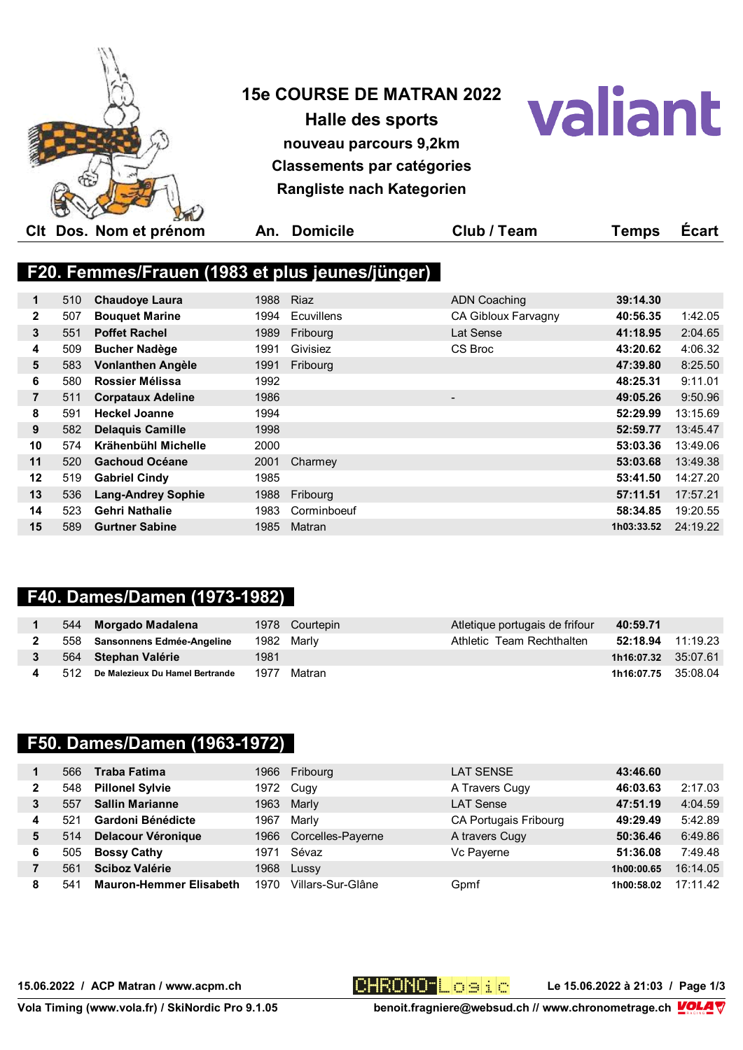# 15e COURSE DE MATRAN 2022

## Halle des sports

**nouveau parcours 9,2km**

**Classements par catégories**

**Rangliste nach Kategorien**

valiant

## F20. Femmes/Frauen (1983 et plus jeunes/jünger)

| Clt | Dos. | Nom et prénom | An. | Domicile | Club / Team | Temps | Écart |
|---|---|---|---|---|---|---|---|
| 1 | 510 | **Chaudoye Laura** | 1988 | Riaz | ADN Coaching | **39:14.30** | |
| 2 | 507 | **Bouquet Marine** | 1994 | Ecuvillens | CA Gibloux Farvagny | **40:56.35** | 1:42.05 |
| 3 | 551 | **Poffet Rachel** | 1989 | Fribourg | Lat Sense | **41:18.95** | 2:04.65 |
| 4 | 509 | **Bucher Nadège** | 1991 | Givisiez | CS Broc | **43:20.62** | 4:06.32 |
| 5 | 583 | **Vonlanthen Angèle** | 1991 | Fribourg | | **47:39.80** | 8:25.50 |
| 6 | 580 | **Rossier Mélissa** | 1992 | | | **48:25.31** | 9:11.01 |
| 7 | 511 | **Corpataux Adeline** | 1986 | | - | **49:05.26** | 9:50.96 |
| 8 | 591 | **Heckel Joanne** | 1994 | | | **52:29.99** | 13:15.69 |
| 9 | 582 | **Delaquis Camille** | 1998 | | | **52:59.77** | 13:45.47 |
| 10 | 574 | **Krähenbühl Michelle** | 2000 | | | **53:03.36** | 13:49.06 |
| 11 | 520 | **Gachoud Océane** | 2001 | Charmey | | **53:03.68** | 13:49.38 |
| 12 | 519 | **Gabriel Cindy** | 1985 | | | **53:41.50** | 14:27.20 |
| 13 | 536 | **Lang-Andrey Sophie** | 1988 | Fribourg | | **57:11.51** | 17:57.21 |
| 14 | 523 | **Gehri Nathalie** | 1983 | Corminboeuf | | **58:34.85** | 19:20.55 |
| 15 | 589 | **Gurtner Sabine** | 1985 | Matran | | **1h03:33.52** | 24:19.22 |

## F40. Dames/Damen (1973-1982)

| Clt | Dos. | Nom et prénom | An. | Domicile | Club / Team | Temps | Écart |
|---|---|---|---|---|---|---|---|
| 1 | 544 | **Morgado Madalena** | 1978 | Courtepin | Atletique portugais de frifour | **40:59.71** | |
| 2 | 558 | **Sansonnens Edmée-Angeline** | 1982 | Marly | Athletic Team Rechthalten | **52:18.94** | 11:19.23 |
| 3 | 564 | **Stephan Valérie** | 1981 | | | **1h16:07.32** | 35:07.61 |
| 4 | 512 | **De Malezieux Du Hamel Bertrande** | 1977 | Matran | | **1h16:07.75** | 35:08.04 |

## F50. Dames/Damen (1963-1972)

| Clt | Dos. | Nom et prénom | An. | Domicile | Club / Team | Temps | Écart |
|---|---|---|---|---|---|---|---|
| 1 | 566 | **Traba Fatima** | 1966 | Fribourg | LAT SENSE | **43:46.60** | |
| 2 | 548 | **Pillonel Sylvie** | 1972 | Cugy | A Travers Cugy | **46:03.63** | 2:17.03 |
| 3 | 557 | **Sallin Marianne** | 1963 | Marly | LAT Sense | **47:51.19** | 4:04.59 |
| 4 | 521 | **Gardoni Bénédicte** | 1967 | Marly | CA Portugais Fribourg | **49:29.49** | 5:42.89 |
| 5 | 514 | **Delacour Véronique** | 1966 | Corcelles-Payerne | A travers Cugy | **50:36.46** | 6:49.86 |
| 6 | 505 | **Bossy Cathy** | 1971 | Sévaz | Vc Payerne | **51:36.08** | 7:49.48 |
| 7 | 561 | **Sciboz Valérie** | 1968 | Lussy | | **1h00:00.65** | 16:14.05 |
| 8 | 541 | **Mauron-Hemmer Elisabeth** | 1970 | Villars-Sur-Glâne | Gpmf | **1h00:58.02** | 17:11.42 |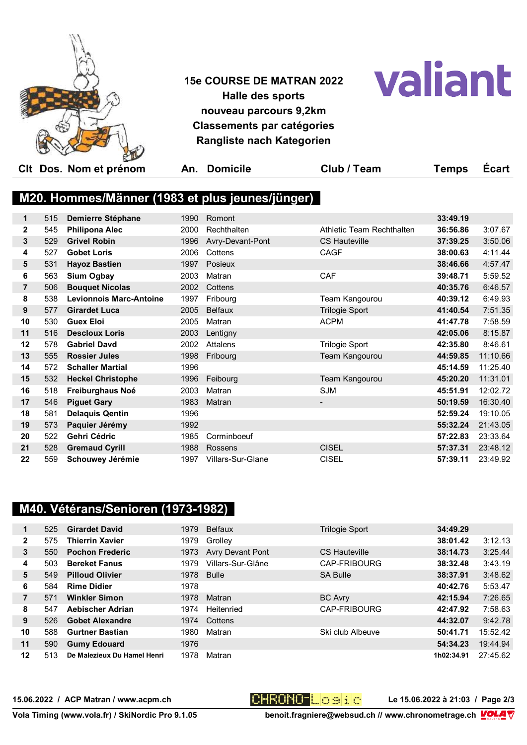**15e COURSE DE MATRAN 2022**
**Halle des sports**
**nouveau parcours 9,2km**
**Classements par catégories**
**Rangliste nach Kategorien**

valiant

## M20. Hommes/Männer (1983 et plus jeunes/jünger)

| Clt | Dos. | Nom et prénom | An. | Domicile | Club / Team | Temps | Écart |
|---|---|---|---|---|---|---|---|
| 1 | 515 | **Demierre Stéphane** | 1990 | Romont | | **33:49.19** | |
| 2 | 545 | **Philipona Alec** | 2000 | Rechthalten | Athletic Team Rechthalten | **36:56.86** | 3:07.67 |
| 3 | 529 | **Grivel Robin** | 1996 | Avry-Devant-Pont | CS Hauteville | **37:39.25** | 3:50.06 |
| 4 | 527 | **Gobet Loris** | 2006 | Cottens | CAGF | **38:00.63** | 4:11.44 |
| 5 | 531 | **Hayoz Bastien** | 1997 | Posieux | | **38:46.66** | 4:57.47 |
| 6 | 563 | **Sium Ogbay** | 2003 | Matran | CAF | **39:48.71** | 5:59.52 |
| 7 | 506 | **Bouquet Nicolas** | 2002 | Cottens | | **40:35.76** | 6:46.57 |
| 8 | 538 | **Levionnois Marc-Antoine** | 1997 | Fribourg | Team Kangourou | **40:39.12** | 6:49.93 |
| 9 | 577 | **Girardet Luca** | 2005 | Belfaux | Trilogie Sport | **41:40.54** | 7:51.35 |
| 10 | 530 | **Guex Eloi** | 2005 | Matran | ACPM | **41:47.78** | 7:58.59 |
| 11 | 516 | **Descloux Loris** | 2003 | Lentigny | | **42:05.06** | 8:15.87 |
| 12 | 578 | **Gabriel Davd** | 2002 | Attalens | Trilogie Sport | **42:35.80** | 8:46.61 |
| 13 | 555 | **Rossier Jules** | 1998 | Fribourg | Team Kangourou | **44:59.85** | 11:10.66 |
| 14 | 572 | **Schaller Martial** | 1996 | | | **45:14.59** | 11:25.40 |
| 15 | 532 | **Heckel Christophe** | 1996 | Feibourg | Team Kangourou | **45:20.20** | 11:31.01 |
| 16 | 518 | **Freiburghaus Noé** | 2003 | Matran | SJM | **45:51.91** | 12:02.72 |
| 17 | 546 | **Piguet Gary** | 1983 | Matran | - | **50:19.59** | 16:30.40 |
| 18 | 581 | **Delaquis Qentin** | 1996 | | | **52:59.24** | 19:10.05 |
| 19 | 573 | **Paquier Jérémy** | 1992 | | | **55:32.24** | 21:43.05 |
| 20 | 522 | **Gehri Cédric** | 1985 | Corminboeuf | | **57:22.83** | 23:33.64 |
| 21 | 528 | **Gremaud Cyrill** | 1988 | Rossens | CISEL | **57:37.31** | 23:48.12 |
| 22 | 559 | **Schouwey Jérémie** | 1997 | Villars-Sur-Glane | CISEL | **57:39.11** | 23:49.92 |

## M40. Vétérans/Senioren (1973-1982)

| Clt | Dos. | Nom et prénom | An. | Domicile | Club / Team | Temps | Écart |
|---|---|---|---|---|---|---|---|
| 1 | 525 | **Girardet David** | 1979 | Belfaux | Trilogie Sport | **34:49.29** | |
| 2 | 575 | **Thierrin Xavier** | 1979 | Grolley | | **38:01.42** | 3:12.13 |
| 3 | 550 | **Pochon Frederic** | 1973 | Avry Devant Pont | CS Hauteville | **38:14.73** | 3:25.44 |
| 4 | 503 | **Bereket Fanus** | 1979 | Villars-Sur-Glâne | CAP-FRIBOURG | **38:32.48** | 3:43.19 |
| 5 | 549 | **Pilloud Olivier** | 1978 | Bulle | SA Bulle | **38:37.91** | 3:48.62 |
| 6 | 584 | **Rime Didier** | 1978 | | | **40:42.76** | 5:53.47 |
| 7 | 571 | **Winkler Simon** | 1978 | Matran | BC Avry | **42:15.94** | 7:26.65 |
| 8 | 547 | **Aebischer Adrian** | 1974 | Heitenried | CAP-FRIBOURG | **42:47.92** | 7:58.63 |
| 9 | 526 | **Gobet Alexandre** | 1974 | Cottens | | **44:32.07** | 9:42.78 |
| 10 | 588 | **Gurtner Bastian** | 1980 | Matran | Ski club Albeuve | **50:41.71** | 15:52.42 |
| 11 | 590 | **Gumy Edouard** | 1976 | | | **54:34.23** | 19:44.94 |
| 12 | 513 | **De Malezieux Du Hamel Henri** | 1978 | Matran | | **1h02:34.91** | 27:45.62 |

15.06.2022 / ACP Matran / www.acpm.ch — Le 15.06.2022 à 21:03

Vola Timing (www.vola.fr) / SkiNordic Pro 9.1.05 — benoit.fragniere@websud.ch // www.chronometrage.ch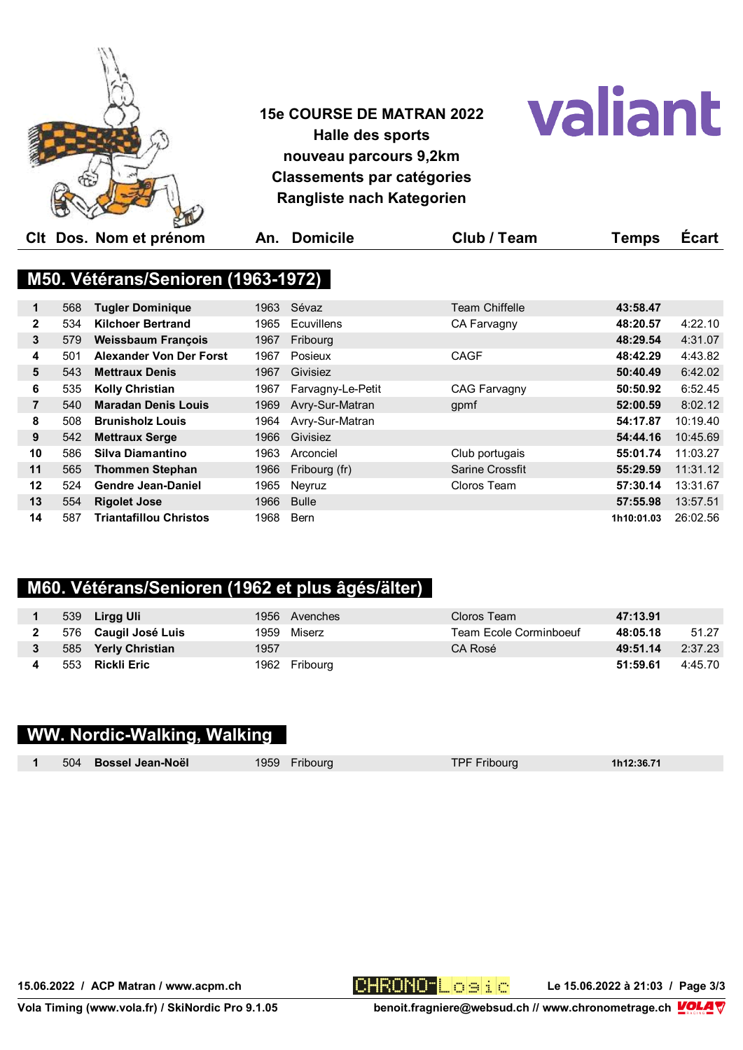**15e COURSE DE MATRAN 2022**
**Halle des sports**
**nouveau parcours 9,2km**
**Classements par catégories**
**Rangliste nach Kategorien**

valiant

## M50. Vétérans/Senioren (1963-1972)

| Clt | Dos. | Nom et prénom | An. | Domicile | Club / Team | Temps | Écart |
|---|---|---|---|---|---|---|---|
| 1 | 568 | **Tugler Dominique** | 1963 | Sévaz | Team Chiffelle | **43:58.47** | |
| 2 | 534 | **Kilchoer Bertrand** | 1965 | Ecuvillens | CA Farvagny | **48:20.57** | 4:22.10 |
| 3 | 579 | **Weissbaum François** | 1967 | Fribourg | | **48:29.54** | 4:31.07 |
| 4 | 501 | **Alexander Von Der Forst** | 1967 | Posieux | CAGF | **48:42.29** | 4:43.82 |
| 5 | 543 | **Mettraux Denis** | 1967 | Givisiez | | **50:40.49** | 6:42.02 |
| 6 | 535 | **Kolly Christian** | 1967 | Farvagny-Le-Petit | CAG Farvagny | **50:50.92** | 6:52.45 |
| 7 | 540 | **Maradan Denis Louis** | 1969 | Avry-Sur-Matran | gpmf | **52:00.59** | 8:02.12 |
| 8 | 508 | **Brunisholz Louis** | 1964 | Avry-Sur-Matran | | **54:17.87** | 10:19.40 |
| 9 | 542 | **Mettraux Serge** | 1966 | Givisiez | | **54:44.16** | 10:45.69 |
| 10 | 586 | **Silva Diamantino** | 1963 | Arconciel | Club portugais | **55:01.74** | 11:03.27 |
| 11 | 565 | **Thommen Stephan** | 1966 | Fribourg (fr) | Sarine Crossfit | **55:29.59** | 11:31.12 |
| 12 | 524 | **Gendre Jean-Daniel** | 1965 | Neyruz | Cloros Team | **57:30.14** | 13:31.67 |
| 13 | 554 | **Rigolet Jose** | 1966 | Bulle | | **57:55.98** | 13:57.51 |
| 14 | 587 | **Triantafillou Christos** | 1968 | Bern | | **1h10:01.03** | 26:02.56 |

## M60. Vétérans/Senioren (1962 et plus âgés/älter)

| Clt | Dos. | Nom et prénom | An. | Domicile | Club / Team | Temps | Écart |
|---|---|---|---|---|---|---|---|
| 1 | 539 | **Lirgg Uli** | 1956 | Avenches | Cloros Team | **47:13.91** | |
| 2 | 576 | **Caugil José Luis** | 1959 | Miserz | Team Ecole Corminboeuf | **48:05.18** | 51.27 |
| 3 | 585 | **Yerly Christian** | 1957 | | CA Rosé | **49:51.14** | 2:37.23 |
| 4 | 553 | **Rickli Eric** | 1962 | Fribourg | | **51:59.61** | 4:45.70 |

## WW. Nordic-Walking, Walking

| Clt | Dos. | Nom et prénom | An. | Domicile | Club / Team | Temps | Écart |
|---|---|---|---|---|---|---|---|
| 1 | 504 | **Bossel Jean-Noël** | 1959 | Fribourg | TPF Fribourg | **1h12:36.71** | |

**15.06.2022 / ACP Matran / www.acpm.ch** CHRONO-Logic **Le 15.06.2022 à 21:03**

**Vola Timing (www.vola.fr) / SkiNordic Pro 9.1.05** **benoit.fragniere@websud.ch // www.chronometrage.ch** VOLA